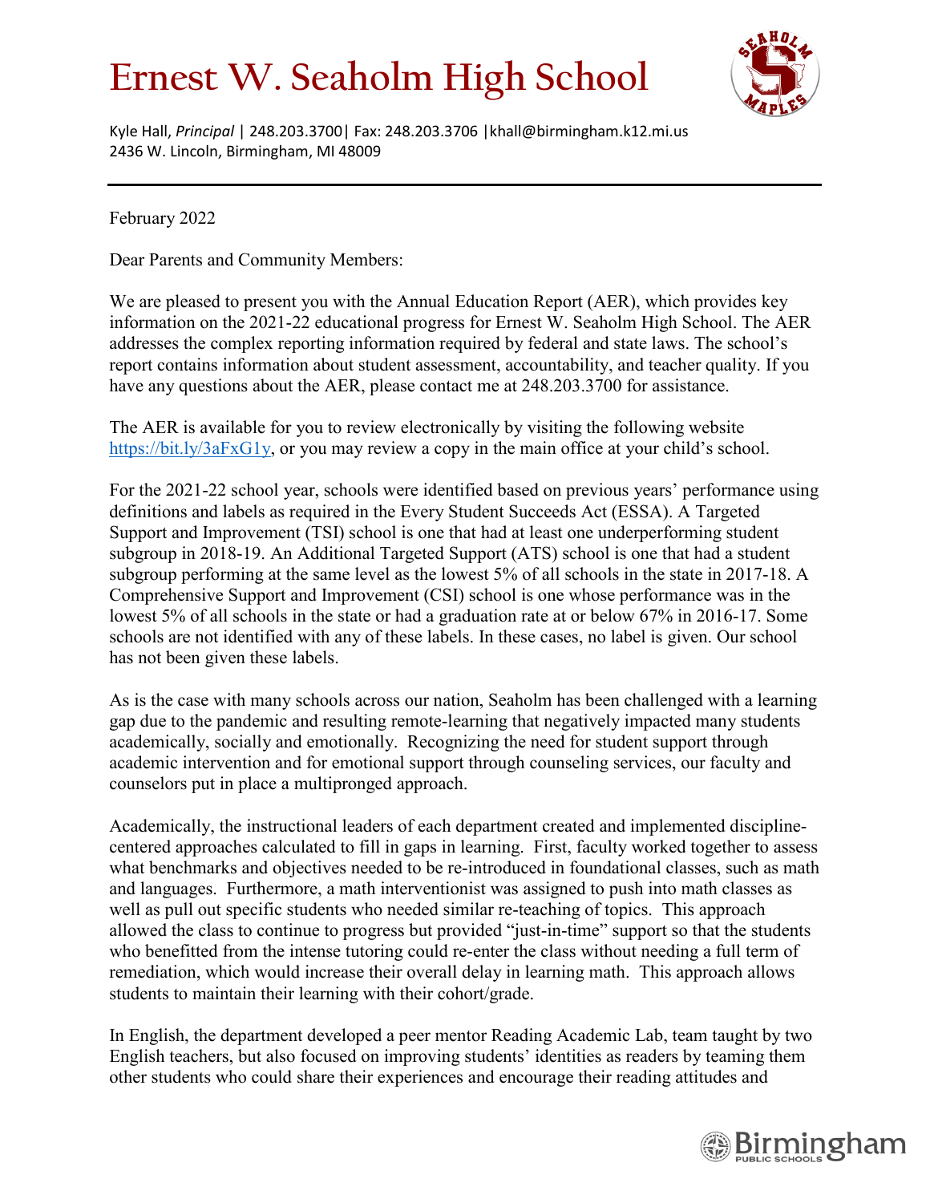# Ernest W. Seaholm High School

Kyle Hall, *Principal* | 248.203.3700| Fax: 248.203.3706 |khall@birmingham.k12.mi.us
2436 W. Lincoln, Birmingham, MI 48009

---

February 2022

Dear Parents and Community Members:

We are pleased to present you with the Annual Education Report (AER), which provides key information on the 2021-22 educational progress for Ernest W. Seaholm High School. The AER addresses the complex reporting information required by federal and state laws. The school's report contains information about student assessment, accountability, and teacher quality. If you have any questions about the AER, please contact me at 248.203.3700 for assistance.

The AER is available for you to review electronically by visiting the following website https://bit.ly/3aFxG1y, or you may review a copy in the main office at your child's school.

For the 2021-22 school year, schools were identified based on previous years' performance using definitions and labels as required in the Every Student Succeeds Act (ESSA). A Targeted Support and Improvement (TSI) school is one that had at least one underperforming student subgroup in 2018-19. An Additional Targeted Support (ATS) school is one that had a student subgroup performing at the same level as the lowest 5% of all schools in the state in 2017-18. A Comprehensive Support and Improvement (CSI) school is one whose performance was in the lowest 5% of all schools in the state or had a graduation rate at or below 67% in 2016-17. Some schools are not identified with any of these labels. In these cases, no label is given. Our school has not been given these labels.

As is the case with many schools across our nation, Seaholm has been challenged with a learning gap due to the pandemic and resulting remote-learning that negatively impacted many students academically, socially and emotionally. Recognizing the need for student support through academic intervention and for emotional support through counseling services, our faculty and counselors put in place a multipronged approach.

Academically, the instructional leaders of each department created and implemented discipline-centered approaches calculated to fill in gaps in learning. First, faculty worked together to assess what benchmarks and objectives needed to be re-introduced in foundational classes, such as math and languages. Furthermore, a math interventionist was assigned to push into math classes as well as pull out specific students who needed similar re-teaching of topics. This approach allowed the class to continue to progress but provided "just-in-time" support so that the students who benefitted from the intense tutoring could re-enter the class without needing a full term of remediation, which would increase their overall delay in learning math. This approach allows students to maintain their learning with their cohort/grade.

In English, the department developed a peer mentor Reading Academic Lab, team taught by two English teachers, but also focused on improving students' identities as readers by teaming them other students who could share their experiences and encourage their reading attitudes and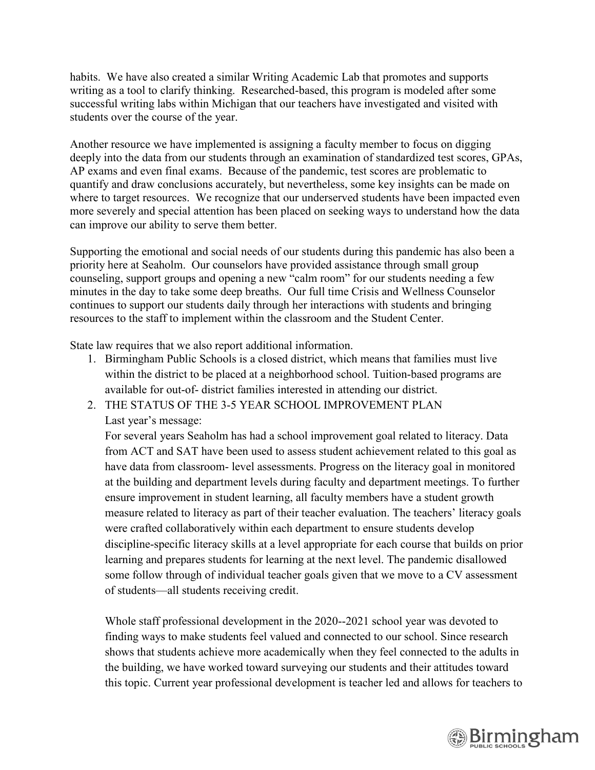habits. We have also created a similar Writing Academic Lab that promotes and supports writing as a tool to clarify thinking. Researched-based, this program is modeled after some successful writing labs within Michigan that our teachers have investigated and visited with students over the course of the year.

Another resource we have implemented is assigning a faculty member to focus on digging deeply into the data from our students through an examination of standardized test scores, GPAs, AP exams and even final exams. Because of the pandemic, test scores are problematic to quantify and draw conclusions accurately, but nevertheless, some key insights can be made on where to target resources. We recognize that our underserved students have been impacted even more severely and special attention has been placed on seeking ways to understand how the data can improve our ability to serve them better.

Supporting the emotional and social needs of our students during this pandemic has also been a priority here at Seaholm. Our counselors have provided assistance through small group counseling, support groups and opening a new "calm room" for our students needing a few minutes in the day to take some deep breaths. Our full time Crisis and Wellness Counselor continues to support our students daily through her interactions with students and bringing resources to the staff to implement within the classroom and the Student Center.

State law requires that we also report additional information.

1. Birmingham Public Schools is a closed district, which means that families must live within the district to be placed at a neighborhood school. Tuition-based programs are available for out-of- district families interested in attending our district.
2. THE STATUS OF THE 3-5 YEAR SCHOOL IMPROVEMENT PLAN

   Last year's message:

   For several years Seaholm has had a school improvement goal related to literacy. Data from ACT and SAT have been used to assess student achievement related to this goal as have data from classroom- level assessments. Progress on the literacy goal in monitored at the building and department levels during faculty and department meetings. To further ensure improvement in student learning, all faculty members have a student growth measure related to literacy as part of their teacher evaluation. The teachers' literacy goals were crafted collaboratively within each department to ensure students develop discipline-specific literacy skills at a level appropriate for each course that builds on prior learning and prepares students for learning at the next level. The pandemic disallowed some follow through of individual teacher goals given that we move to a CV assessment of students—all students receiving credit.

   Whole staff professional development in the 2020--2021 school year was devoted to finding ways to make students feel valued and connected to our school. Since research shows that students achieve more academically when they feel connected to the adults in the building, we have worked toward surveying our students and their attitudes toward this topic. Current year professional development is teacher led and allows for teachers to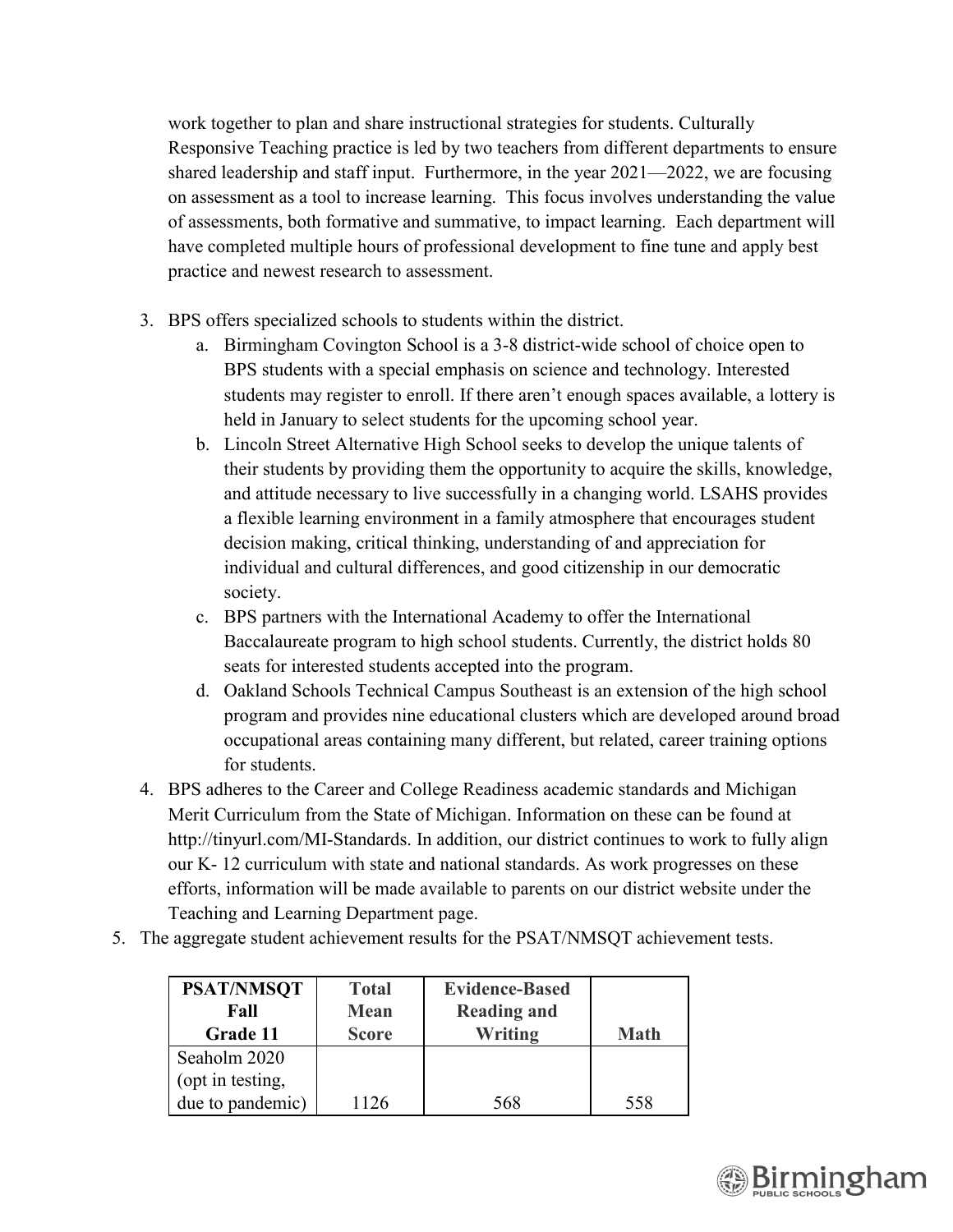work together to plan and share instructional strategies for students. Culturally Responsive Teaching practice is led by two teachers from different departments to ensure shared leadership and staff input. Furthermore, in the year 2021—2022, we are focusing on assessment as a tool to increase learning. This focus involves understanding the value of assessments, both formative and summative, to impact learning. Each department will have completed multiple hours of professional development to fine tune and apply best practice and newest research to assessment.

3. BPS offers specialized schools to students within the district.
   a. Birmingham Covington School is a 3-8 district-wide school of choice open to BPS students with a special emphasis on science and technology. Interested students may register to enroll. If there aren't enough spaces available, a lottery is held in January to select students for the upcoming school year.
   b. Lincoln Street Alternative High School seeks to develop the unique talents of their students by providing them the opportunity to acquire the skills, knowledge, and attitude necessary to live successfully in a changing world. LSAHS provides a flexible learning environment in a family atmosphere that encourages student decision making, critical thinking, understanding of and appreciation for individual and cultural differences, and good citizenship in our democratic society.
   c. BPS partners with the International Academy to offer the International Baccalaureate program to high school students. Currently, the district holds 80 seats for interested students accepted into the program.
   d. Oakland Schools Technical Campus Southeast is an extension of the high school program and provides nine educational clusters which are developed around broad occupational areas containing many different, but related, career training options for students.
4. BPS adheres to the Career and College Readiness academic standards and Michigan Merit Curriculum from the State of Michigan. Information on these can be found at http://tinyurl.com/MI-Standards. In addition, our district continues to work to fully align our K- 12 curriculum with state and national standards. As work progresses on these efforts, information will be made available to parents on our district website under the Teaching and Learning Department page.

5. The aggregate student achievement results for the PSAT/NMSQT achievement tests.

| PSAT/NMSQT Fall Grade 11 | Total Mean Score | Evidence-Based Reading and Writing | Math |
|---|---|---|---|
| Seaholm 2020 (opt in testing, due to pandemic) | 1126 | 568 | 558 |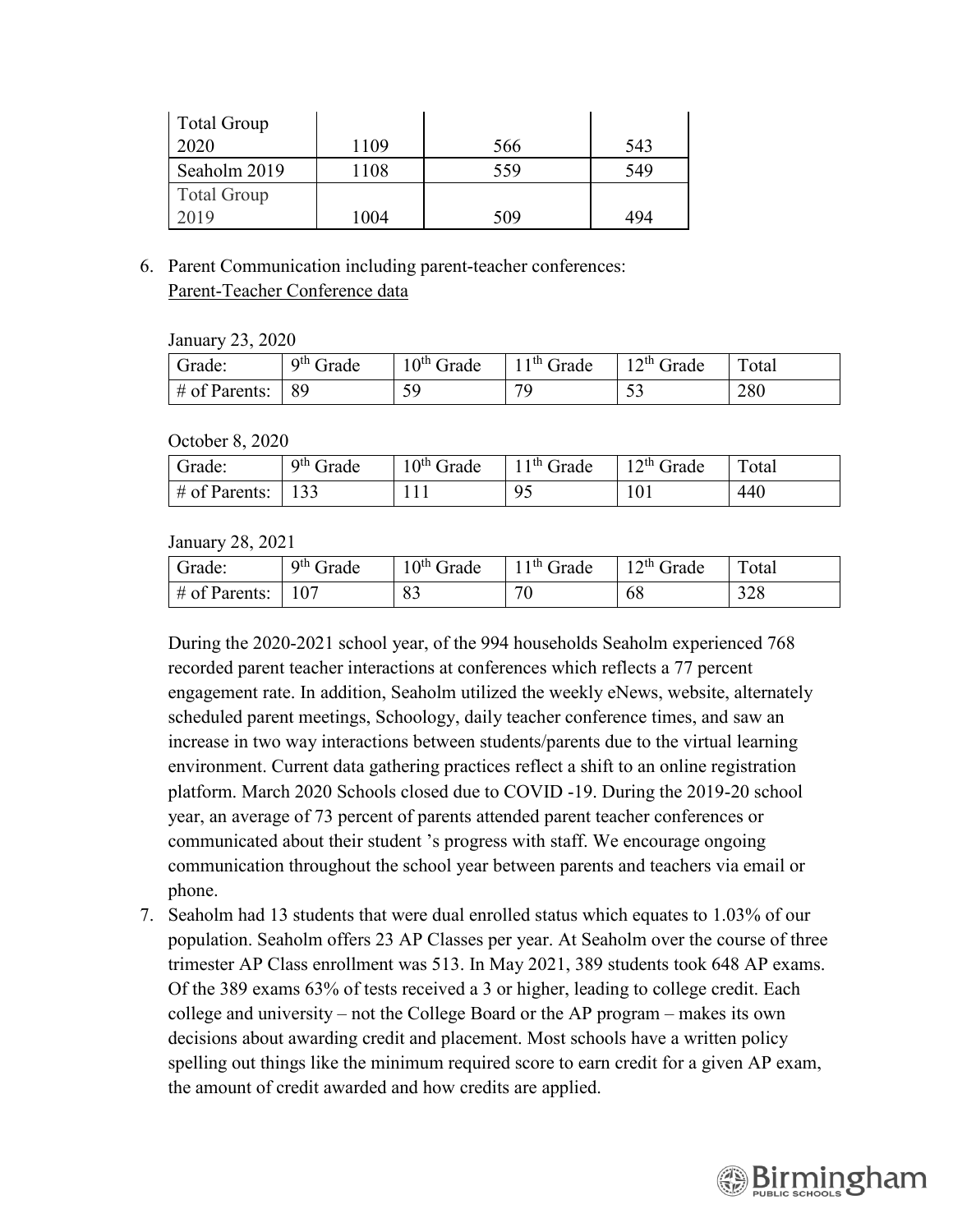| Total Group 2020 | 1109 | 566 | 543 |
|---|---|---|---|
| Seaholm 2019 | 1108 | 559 | 549 |
| Total Group 2019 | 1004 | 509 | 494 |

6. Parent Communication including parent-teacher conferences:
   <u>Parent-Teacher Conference data</u>

   January 23, 2020

   | Grade: | 9th Grade | 10th Grade | 11th Grade | 12th Grade | Total |
   |---|---|---|---|---|---|
   | # of Parents: | 89 | 59 | 79 | 53 | 280 |

   October 8, 2020

   | Grade: | 9th Grade | 10th Grade | 11th Grade | 12th Grade | Total |
   |---|---|---|---|---|---|
   | # of Parents: | 133 | 111 | 95 | 101 | 440 |

   January 28, 2021

   | Grade: | 9th Grade | 10th Grade | 11th Grade | 12th Grade | Total |
   |---|---|---|---|---|---|
   | # of Parents: | 107 | 83 | 70 | 68 | 328 |

   During the 2020-2021 school year, of the 994 households Seaholm experienced 768 recorded parent teacher interactions at conferences which reflects a 77 percent engagement rate. In addition, Seaholm utilized the weekly eNews, website, alternately scheduled parent meetings, Schoology, daily teacher conference times, and saw an increase in two way interactions between students/parents due to the virtual learning environment. Current data gathering practices reflect a shift to an online registration platform. March 2020 Schools closed due to COVID -19. During the 2019-20 school year, an average of 73 percent of parents attended parent teacher conferences or communicated about their student 's progress with staff. We encourage ongoing communication throughout the school year between parents and teachers via email or phone.

7. Seaholm had 13 students that were dual enrolled status which equates to 1.03% of our population. Seaholm offers 23 AP Classes per year. At Seaholm over the course of three trimester AP Class enrollment was 513. In May 2021, 389 students took 648 AP exams. Of the 389 exams 63% of tests received a 3 or higher, leading to college credit. Each college and university – not the College Board or the AP program – makes its own decisions about awarding credit and placement. Most schools have a written policy spelling out things like the minimum required score to earn credit for a given AP exam, the amount of credit awarded and how credits are applied.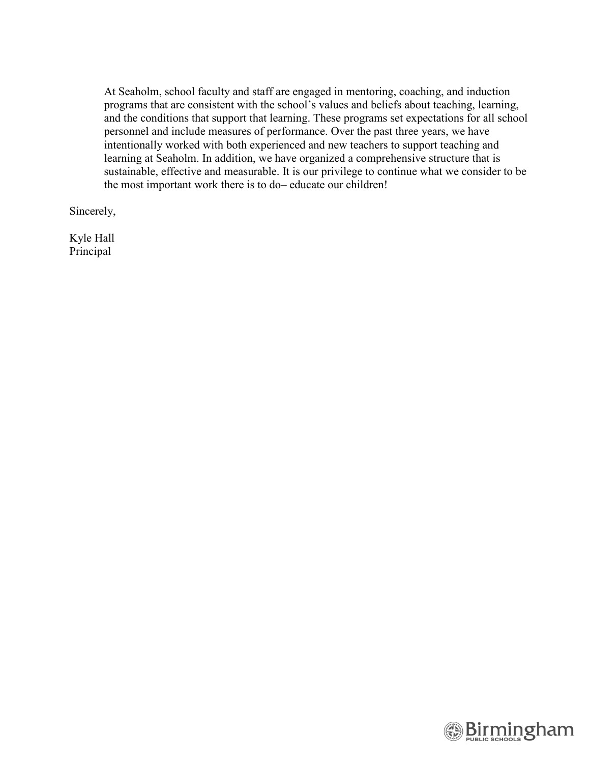At Seaholm, school faculty and staff are engaged in mentoring, coaching, and induction programs that are consistent with the school's values and beliefs about teaching, learning, and the conditions that support that learning. These programs set expectations for all school personnel and include measures of performance. Over the past three years, we have intentionally worked with both experienced and new teachers to support teaching and learning at Seaholm. In addition, we have organized a comprehensive structure that is sustainable, effective and measurable. It is our privilege to continue what we consider to be the most important work there is to do– educate our children!

Sincerely,

Kyle Hall
Principal